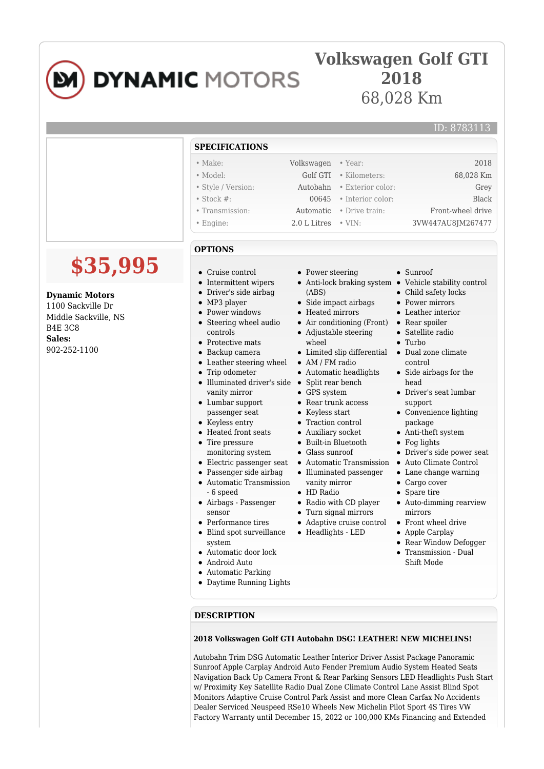DYNAMIC MOTORS

# Volkswagen Golf GTI 2018

68,028 Km

ID: 8783113

## $35,995

**Dynamic Motors**
1100 Sackville Dr
Middle Sackville, NS
B4E 3C8
**Sales:**
902-252-1100

## SPECIFICATIONS

| | | | |
|---|---|---|---|
| • Make: | Volkswagen | • Year: | 2018 |
| • Model: | Golf GTI | • Kilometers: | 68,028 Km |
| • Style / Version: | Autobahn | • Exterior color: | Grey |
| • Stock #: | 00645 | • Interior color: | Black |
| • Transmission: | Automatic | • Drive train: | Front-wheel drive |
| • Engine: | 2.0 L Litres | • VIN: | 3VW447AU8JM267477 |

## OPTIONS

- Cruise control
- Intermittent wipers
- Driver's side airbag
- MP3 player
- Power windows
- Steering wheel audio controls
- Protective mats
- Backup camera
- Leather steering wheel
- Trip odometer
- Illuminated driver's side vanity mirror
- Lumbar support passenger seat
- Keyless entry
- Heated front seats
- Tire pressure monitoring system
- Electric passenger seat
- Passenger side airbag
- Automatic Transmission - 6 speed
- Airbags - Passenger sensor
- Performance tires
- Blind spot surveillance system
- Automatic door lock
- Android Auto
- Automatic Parking
- Daytime Running Lights
- Power steering
- Anti-lock braking system (ABS)
- Side impact airbags
- Heated mirrors
- Air conditioning (Front)
- Adjustable steering wheel
- Limited slip differential
- AM / FM radio
- Automatic headlights
- Split rear bench
- GPS system
- Rear trunk access
- Keyless start
- Traction control
- Auxiliary socket
- Built-in Bluetooth
- Glass sunroof
- Automatic Transmission
- Illuminated passenger vanity mirror
- HD Radio
- Radio with CD player
- Turn signal mirrors
- Adaptive cruise control
- Headlights - LED
- Sunroof
- Vehicle stability control
- Child safety locks
- Power mirrors
- Leather interior
- Rear spoiler
- Satellite radio
- Turbo
- Dual zone climate control
- Side airbags for the head
- Driver's seat lumbar support
- Convenience lighting package
- Anti-theft system
- Fog lights
- Driver's side power seat
- Auto Climate Control
- Lane change warning
- Cargo cover
- Spare tire
- Auto-dimming rearview mirrors
- Front wheel drive
- Apple Carplay
- Rear Window Defogger
- Transmission - Dual Shift Mode

## DESCRIPTION

**2018 Volkswagen Golf GTI Autobahn DSG! LEATHER! NEW MICHELINS!**

Autobahn Trim DSG Automatic Leather Interior Driver Assist Package Panoramic Sunroof Apple Carplay Android Auto Fender Premium Audio System Heated Seats Navigation Back Up Camera Front & Rear Parking Sensors LED Headlights Push Start w/ Proximity Key Satellite Radio Dual Zone Climate Control Lane Assist Blind Spot Monitors Adaptive Cruise Control Park Assist and more Clean Carfax No Accidents Dealer Serviced Neuspeed RSe10 Wheels New Michelin Pilot Sport 4S Tires VW Factory Warranty until December 15, 2022 or 100,000 KMs Financing and Extended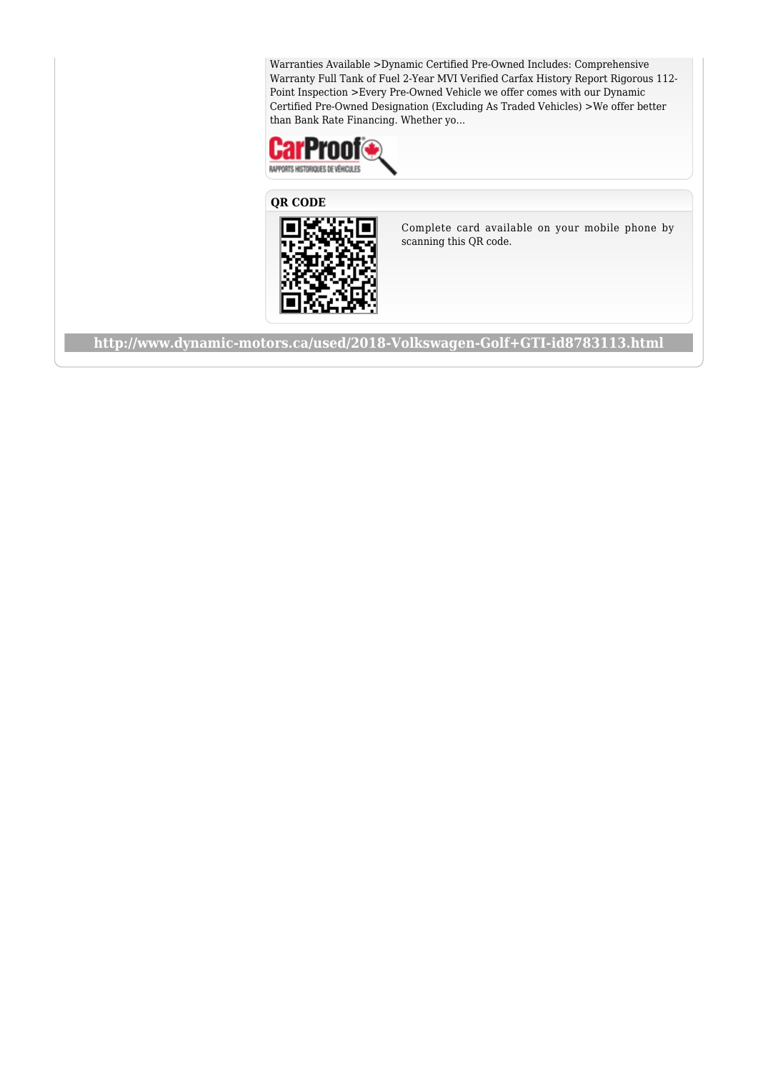Warranties Available >Dynamic Certified Pre-Owned Includes: Comprehensive Warranty Full Tank of Fuel 2-Year MVI Verified Carfax History Report Rigorous 112-Point Inspection >Every Pre-Owned Vehicle we offer comes with our Dynamic Certified Pre-Owned Designation (Excluding As Traded Vehicles) >We offer better than Bank Rate Financing. Whether yo...

CarProof
RAPPORTS HISTORIQUES DE VÉHICULES

**QR CODE**

Complete card available on your mobile phone by scanning this QR code.

**http://www.dynamic-motors.ca/used/2018-Volkswagen-Golf+GTI-id8783113.html**